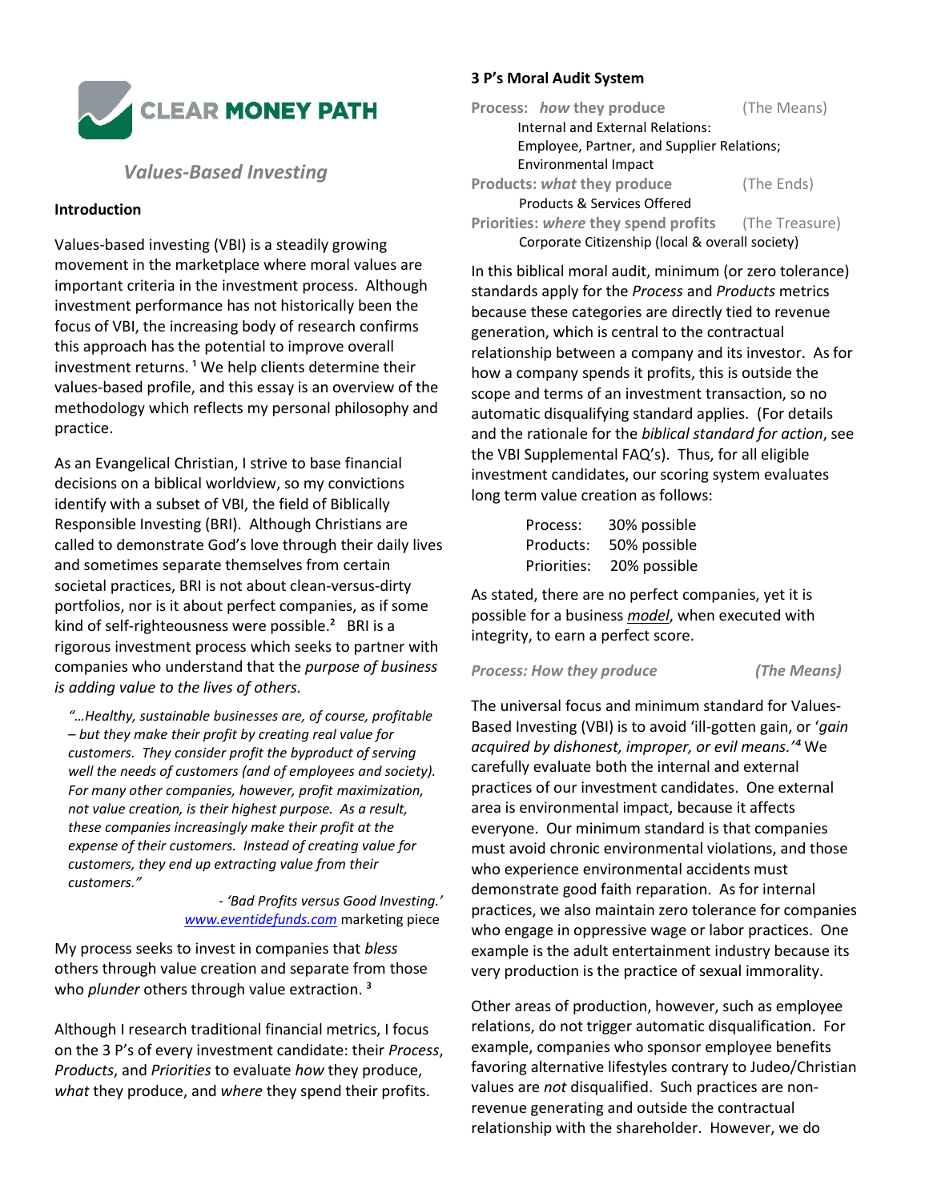# CLEAR MONEY PATH

## *Values-Based Investing*

### Introduction

Values-based investing (VBI) is a steadily growing movement in the marketplace where moral values are important criteria in the investment process. Although investment performance has not historically been the focus of VBI, the increasing body of research confirms this approach has the potential to improve overall investment returns. [1] We help clients determine their values-based profile, and this essay is an overview of the methodology which reflects my personal philosophy and practice.

As an Evangelical Christian, I strive to base financial decisions on a biblical worldview, so my convictions identify with a subset of VBI, the field of Biblically Responsible Investing (BRI). Although Christians are called to demonstrate God's love through their daily lives and sometimes separate themselves from certain societal practices, BRI is not about clean-versus-dirty portfolios, nor is it about perfect companies, as if some kind of self-righteousness were possible.[2] BRI is a rigorous investment process which seeks to partner with companies who understand that the *purpose of business is adding value to the lives of others.*

> *"…Healthy, sustainable businesses are, of course, profitable – but they make their profit by creating real value for customers. They consider profit the byproduct of serving well the needs of customers (and of employees and society). For many other companies, however, profit maximization, not value creation, is their highest purpose. As a result, these companies increasingly make their profit at the expense of their customers. Instead of creating value for customers, they end up extracting value from their customers."*
>
> *- 'Bad Profits versus Good Investing.'* www.eventidefunds.com marketing piece

My process seeks to invest in companies that *bless* others through value creation and separate from those who *plunder* others through value extraction. [3]

Although I research traditional financial metrics, I focus on the 3 P's of every investment candidate: their *Process*, *Products*, and *Priorities* to evaluate *how* they produce, *what* they produce, and *where* they spend their profits.

### 3 P's Moral Audit System

**Process:** ***how*** **they produce** (The Means)
- Internal and External Relations:
- Employee, Partner, and Supplier Relations;
- Environmental Impact

**Products:** ***what*** **they produce** (The Ends)
- Products & Services Offered

**Priorities:** ***where*** **they spend profits** (The Treasure)
- Corporate Citizenship (local & overall society)

In this biblical moral audit, minimum (or zero tolerance) standards apply for the *Process* and *Products* metrics because these categories are directly tied to revenue generation, which is central to the contractual relationship between a company and its investor. As for how a company spends it profits, this is outside the scope and terms of an investment transaction, so no automatic disqualifying standard applies. (For details and the rationale for the *biblical standard for action*, see the VBI Supplemental FAQ's). Thus, for all eligible investment candidates, our scoring system evaluates long term value creation as follows:

| | |
|---|---|
| Process: | 30% possible |
| Products: | 50% possible |
| Priorities: | 20% possible |

As stated, there are no perfect companies, yet it is possible for a business ***model***, when executed with integrity, to earn a perfect score.

***Process: How they produce*** ***(The Means)***

The universal focus and minimum standard for Values-Based Investing (VBI) is to avoid 'ill-gotten gain, or '*gain acquired by dishonest, improper, or evil means.'*[4] We carefully evaluate both the internal and external practices of our investment candidates. One external area is environmental impact, because it affects everyone. Our minimum standard is that companies must avoid chronic environmental violations, and those who experience environmental accidents must demonstrate good faith reparation. As for internal practices, we also maintain zero tolerance for companies who engage in oppressive wage or labor practices. One example is the adult entertainment industry because its very production is the practice of sexual immorality.

Other areas of production, however, such as employee relations, do not trigger automatic disqualification. For example, companies who sponsor employee benefits favoring alternative lifestyles contrary to Judeo/Christian values are *not* disqualified. Such practices are non-revenue generating and outside the contractual relationship with the shareholder. However, we do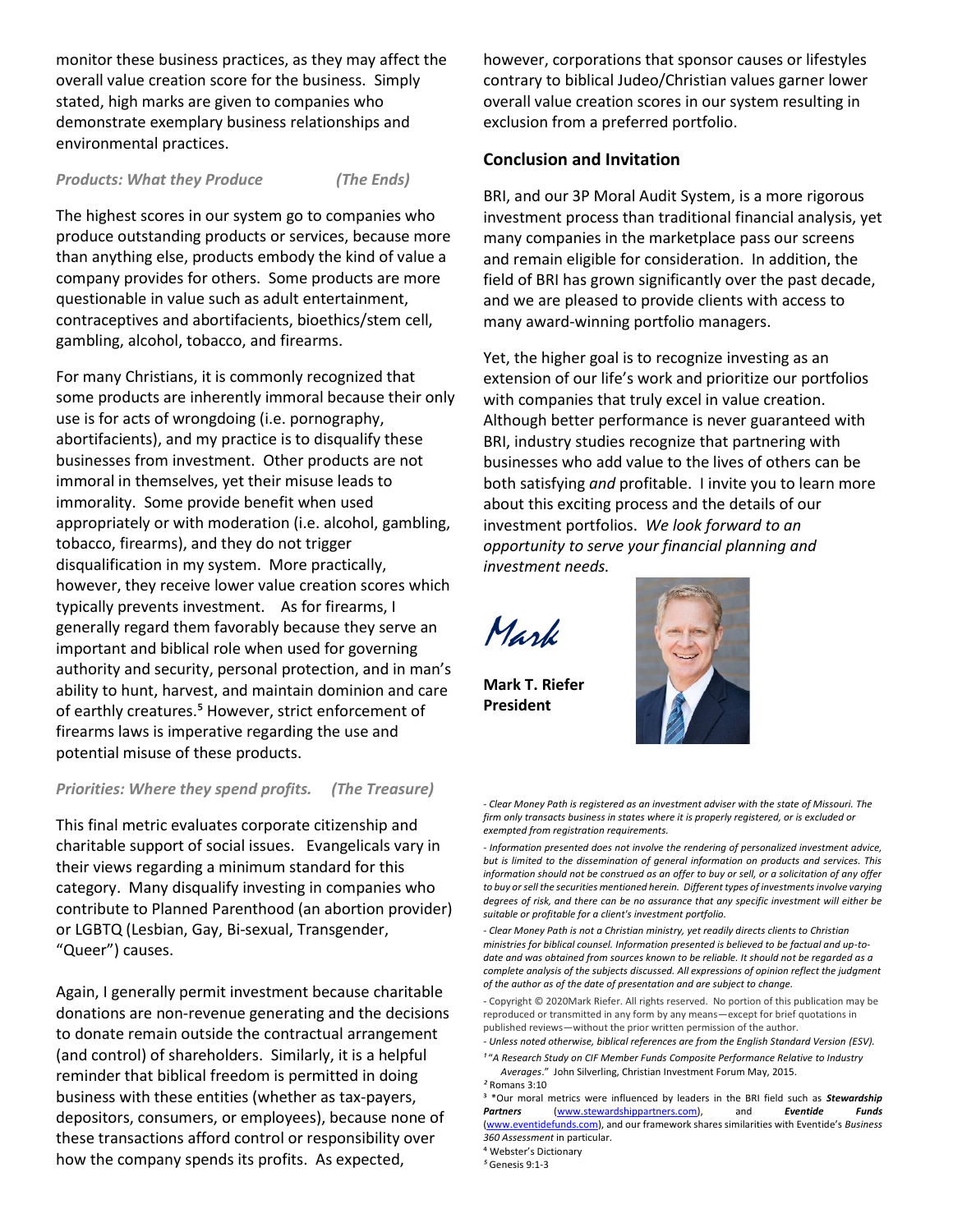monitor these business practices, as they may affect the overall value creation score for the business. Simply stated, high marks are given to companies who demonstrate exemplary business relationships and environmental practices.

***Products: What they Produce (The Ends)***

The highest scores in our system go to companies who produce outstanding products or services, because more than anything else, products embody the kind of value a company provides for others. Some products are more questionable in value such as adult entertainment, contraceptives and abortifacients, bioethics/stem cell, gambling, alcohol, tobacco, and firearms.

For many Christians, it is commonly recognized that some products are inherently immoral because their only use is for acts of wrongdoing (i.e. pornography, abortifacients), and my practice is to disqualify these businesses from investment. Other products are not immoral in themselves, yet their misuse leads to immorality. Some provide benefit when used appropriately or with moderation (i.e. alcohol, gambling, tobacco, firearms), and they do not trigger disqualification in my system. More practically, however, they receive lower value creation scores which typically prevents investment. As for firearms, I generally regard them favorably because they serve an important and biblical role when used for governing authority and security, personal protection, and in man's ability to hunt, harvest, and maintain dominion and care of earthly creatures.[5] However, strict enforcement of firearms laws is imperative regarding the use and potential misuse of these products.

***Priorities: Where they spend profits. (The Treasure)***

This final metric evaluates corporate citizenship and charitable support of social issues. Evangelicals vary in their views regarding a minimum standard for this category. Many disqualify investing in companies who contribute to Planned Parenthood (an abortion provider) or LGBTQ (Lesbian, Gay, Bi-sexual, Transgender, "Queer") causes.

Again, I generally permit investment because charitable donations are non-revenue generating and the decisions to donate remain outside the contractual arrangement (and control) of shareholders. Similarly, it is a helpful reminder that biblical freedom is permitted in doing business with these entities (whether as tax-payers, depositors, consumers, or employees), because none of these transactions afford control or responsibility over how the company spends its profits. As expected, however, corporations that sponsor causes or lifestyles contrary to biblical Judeo/Christian values garner lower overall value creation scores in our system resulting in exclusion from a preferred portfolio.

## Conclusion and Invitation

BRI, and our 3P Moral Audit System, is a more rigorous investment process than traditional financial analysis, yet many companies in the marketplace pass our screens and remain eligible for consideration. In addition, the field of BRI has grown significantly over the past decade, and we are pleased to provide clients with access to many award-winning portfolio managers.

Yet, the higher goal is to recognize investing as an extension of our life's work and prioritize our portfolios with companies that truly excel in value creation. Although better performance is never guaranteed with BRI, industry studies recognize that partnering with businesses who add value to the lives of others can be both satisfying *and* profitable. I invite you to learn more about this exciting process and the details of our investment portfolios. *We look forward to an opportunity to serve your financial planning and investment needs.*

*Mark*

**Mark T. Riefer**
**President**

*- Clear Money Path is registered as an investment adviser with the state of Missouri. The firm only transacts business in states where it is properly registered, or is excluded or exempted from registration requirements.*

*- Information presented does not involve the rendering of personalized investment advice, but is limited to the dissemination of general information on products and services. This information should not be construed as an offer to buy or sell, or a solicitation of any offer to buy or sell the securities mentioned herein. Different types of investments involve varying degrees of risk, and there can be no assurance that any specific investment will either be suitable or profitable for a client's investment portfolio.*

*- Clear Money Path is not a Christian ministry, yet readily directs clients to Christian ministries for biblical counsel. Information presented is believed to be factual and up-to-date and was obtained from sources known to be reliable. It should not be regarded as a complete analysis of the subjects discussed. All expressions of opinion reflect the judgment of the author as of the date of presentation and are subject to change.*

- Copyright © 2020Mark Riefer. All rights reserved. No portion of this publication may be reproduced or transmitted in any form by any means—except for brief quotations in published reviews—without the prior written permission of the author.

*- Unless noted otherwise, biblical references are from the English Standard Version (ESV).*

[1] *"A Research Study on CIF Member Funds Composite Performance Relative to Industry Averages."* John Silverling, Christian Investment Forum May, 2015.

[2] Romans 3:10

[3] *Our moral metrics were influenced by leaders in the BRI field such as ***Stewardship Partners*** (www.stewardshippartners.com), and ***Eventide Funds*** (www.eventidefunds.com), and our framework shares similarities with Eventide's *Business 360 Assessment* in particular.

[4] Webster's Dictionary

[5] Genesis 9:1-3